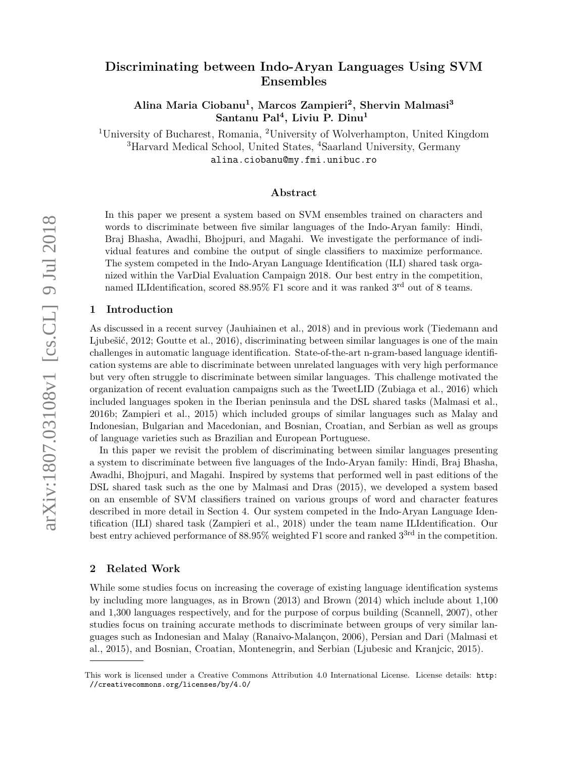# Discriminating between Indo-Aryan Languages Using SVM Ensembles

**Alina Maria Ciobanu[1], Marcos Zampieri[2], Shervin Malmasi[3]**
**Santanu Pal[4], Liviu P. Dinu[1]**

[1]University of Bucharest, Romania, [2]University of Wolverhampton, United Kingdom
[3]Harvard Medical School, United States, [4]Saarland University, Germany
alina.ciobanu@my.fmi.unibuc.ro

### Abstract

In this paper we present a system based on SVM ensembles trained on characters and words to discriminate between five similar languages of the Indo-Aryan family: Hindi, Braj Bhasha, Awadhi, Bhojpuri, and Magahi. We investigate the performance of individual features and combine the output of single classifiers to maximize performance. The system competed in the Indo-Aryan Language Identification (ILI) shared task organized within the VarDial Evaluation Campaign 2018. Our best entry in the competition, named ILIdentification, scored 88.95% F1 score and it was ranked 3rd out of 8 teams.

## 1 Introduction

As discussed in a recent survey (Jauhiainen et al., 2018) and in previous work (Tiedemann and Ljubešić, 2012; Goutte et al., 2016), discriminating between similar languages is one of the main challenges in automatic language identification. State-of-the-art n-gram-based language identification systems are able to discriminate between unrelated languages with very high performance but very often struggle to discriminate between similar languages. This challenge motivated the organization of recent evaluation campaigns such as the TweetLID (Zubiaga et al., 2016) which included languages spoken in the Iberian peninsula and the DSL shared tasks (Malmasi et al., 2016b; Zampieri et al., 2015) which included groups of similar languages such as Malay and Indonesian, Bulgarian and Macedonian, and Bosnian, Croatian, and Serbian as well as groups of language varieties such as Brazilian and European Portuguese.

In this paper we revisit the problem of discriminating between similar languages presenting a system to discriminate between five languages of the Indo-Aryan family: Hindi, Braj Bhasha, Awadhi, Bhojpuri, and Magahi. Inspired by systems that performed well in past editions of the DSL shared task such as the one by Malmasi and Dras (2015), we developed a system based on an ensemble of SVM classifiers trained on various groups of word and character features described in more detail in Section 4. Our system competed in the Indo-Aryan Language Identification (ILI) shared task (Zampieri et al., 2018) under the team name ILIdentification. Our best entry achieved performance of 88.95% weighted F1 score and ranked 3rd in the competition.

## 2 Related Work

While some studies focus on increasing the coverage of existing language identification systems by including more languages, as in Brown (2013) and Brown (2014) which include about 1,100 and 1,300 languages respectively, and for the purpose of corpus building (Scannell, 2007), other studies focus on training accurate methods to discriminate between groups of very similar languages such as Indonesian and Malay (Ranaivo-Malançon, 2006), Persian and Dari (Malmasi et al., 2015), and Bosnian, Croatian, Montenegrin, and Serbian (Ljubesic and Kranjcic, 2015).

---

This work is licensed under a Creative Commons Attribution 4.0 International License. License details: http://creativecommons.org/licenses/by/4.0/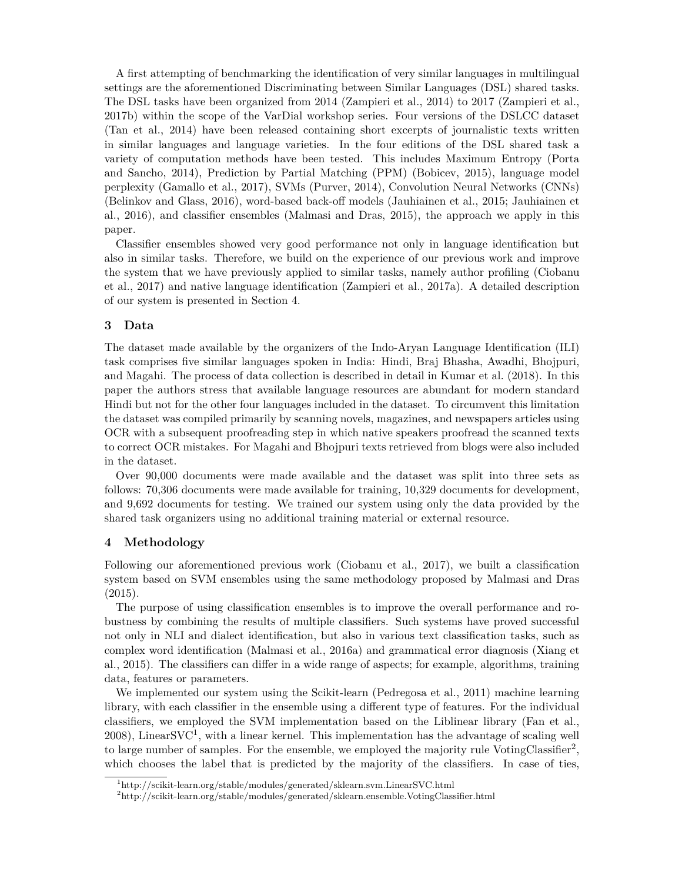A first attempting of benchmarking the identification of very similar languages in multilingual settings are the aforementioned Discriminating between Similar Languages (DSL) shared tasks. The DSL tasks have been organized from 2014 (Zampieri et al., 2014) to 2017 (Zampieri et al., 2017b) within the scope of the VarDial workshop series. Four versions of the DSLCC dataset (Tan et al., 2014) have been released containing short excerpts of journalistic texts written in similar languages and language varieties. In the four editions of the DSL shared task a variety of computation methods have been tested. This includes Maximum Entropy (Porta and Sancho, 2014), Prediction by Partial Matching (PPM) (Bobicev, 2015), language model perplexity (Gamallo et al., 2017), SVMs (Purver, 2014), Convolution Neural Networks (CNNs) (Belinkov and Glass, 2016), word-based back-off models (Jauhiainen et al., 2015; Jauhiainen et al., 2016), and classifier ensembles (Malmasi and Dras, 2015), the approach we apply in this paper.

Classifier ensembles showed very good performance not only in language identification but also in similar tasks. Therefore, we build on the experience of our previous work and improve the system that we have previously applied to similar tasks, namely author profiling (Ciobanu et al., 2017) and native language identification (Zampieri et al., 2017a). A detailed description of our system is presented in Section 4.

## 3 Data

The dataset made available by the organizers of the Indo-Aryan Language Identification (ILI) task comprises five similar languages spoken in India: Hindi, Braj Bhasha, Awadhi, Bhojpuri, and Magahi. The process of data collection is described in detail in Kumar et al. (2018). In this paper the authors stress that available language resources are abundant for modern standard Hindi but not for the other four languages included in the dataset. To circumvent this limitation the dataset was compiled primarily by scanning novels, magazines, and newspapers articles using OCR with a subsequent proofreading step in which native speakers proofread the scanned texts to correct OCR mistakes. For Magahi and Bhojpuri texts retrieved from blogs were also included in the dataset.

Over 90,000 documents were made available and the dataset was split into three sets as follows: 70,306 documents were made available for training, 10,329 documents for development, and 9,692 documents for testing. We trained our system using only the data provided by the shared task organizers using no additional training material or external resource.

## 4 Methodology

Following our aforementioned previous work (Ciobanu et al., 2017), we built a classification system based on SVM ensembles using the same methodology proposed by Malmasi and Dras (2015).

The purpose of using classification ensembles is to improve the overall performance and robustness by combining the results of multiple classifiers. Such systems have proved successful not only in NLI and dialect identification, but also in various text classification tasks, such as complex word identification (Malmasi et al., 2016a) and grammatical error diagnosis (Xiang et al., 2015). The classifiers can differ in a wide range of aspects; for example, algorithms, training data, features or parameters.

We implemented our system using the Scikit-learn (Pedregosa et al., 2011) machine learning library, with each classifier in the ensemble using a different type of features. For the individual classifiers, we employed the SVM implementation based on the Liblinear library (Fan et al., 2008), LinearSVC[1], with a linear kernel. This implementation has the advantage of scaling well to large number of samples. For the ensemble, we employed the majority rule VotingClassifier[2], which chooses the label that is predicted by the majority of the classifiers. In case of ties,

[1] http://scikit-learn.org/stable/modules/generated/sklearn.svm.LinearSVC.html

[2] http://scikit-learn.org/stable/modules/generated/sklearn.ensemble.VotingClassifier.html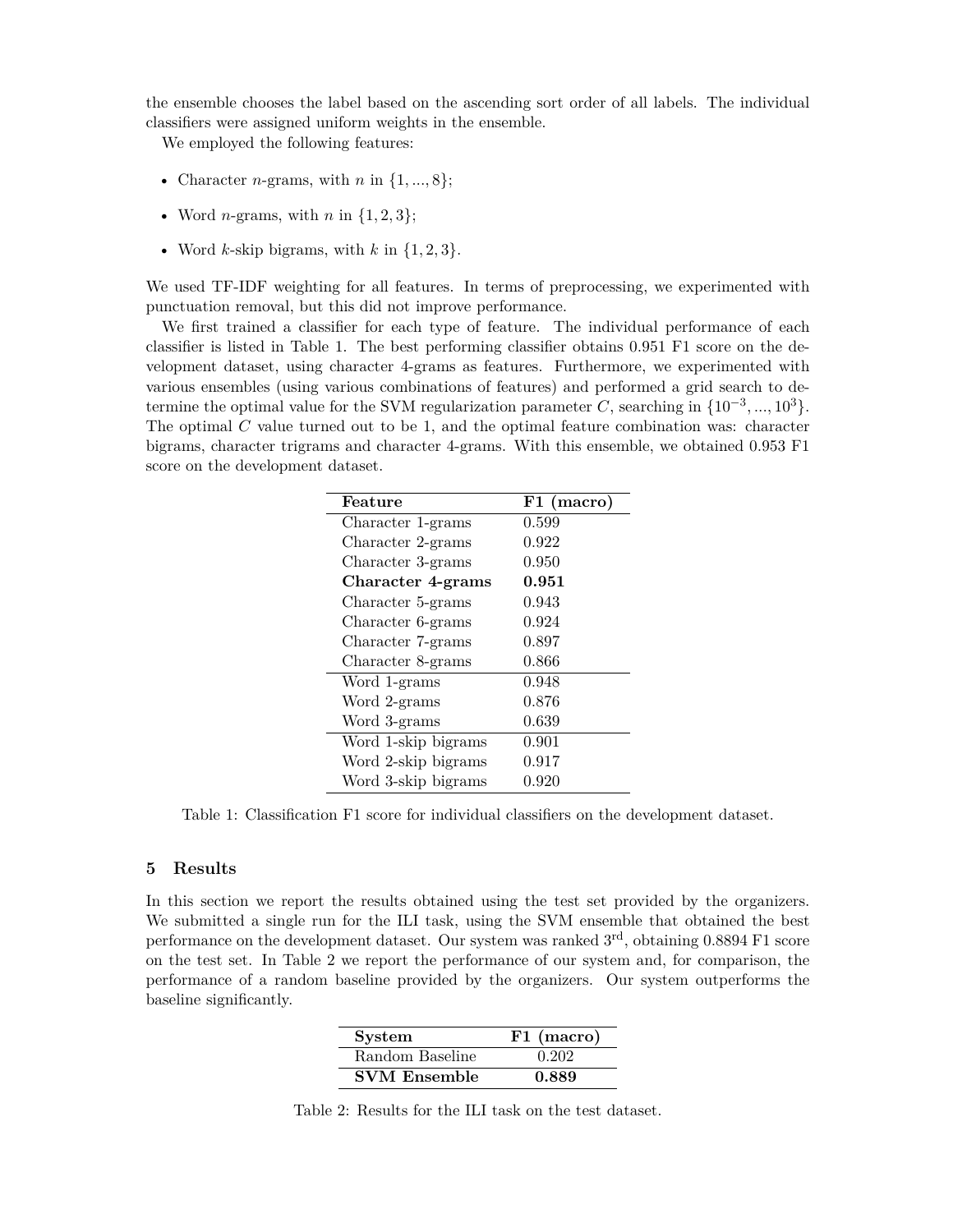the ensemble chooses the label based on the ascending sort order of all labels. The individual classifiers were assigned uniform weights in the ensemble.

We employed the following features:

- Character $n$-grams, with $n$ in $\{1, ..., 8\}$;
- Word $n$-grams, with $n$ in $\{1, 2, 3\}$;
- Word $k$-skip bigrams, with $k$ in $\{1, 2, 3\}$.

We used TF-IDF weighting for all features. In terms of preprocessing, we experimented with punctuation removal, but this did not improve performance.

We first trained a classifier for each type of feature. The individual performance of each classifier is listed in Table 1. The best performing classifier obtains 0.951 F1 score on the development dataset, using character 4-grams as features. Furthermore, we experimented with various ensembles (using various combinations of features) and performed a grid search to determine the optimal value for the SVM regularization parameter $C$, searching in $\{10^{-3}, ..., 10^{3}\}$. The optimal $C$ value turned out to be 1, and the optimal feature combination was: character bigrams, character trigrams and character 4-grams. With this ensemble, we obtained 0.953 F1 score on the development dataset.

| Feature | F1 (macro) |
|---|---|
| Character 1-grams | 0.599 |
| Character 2-grams | 0.922 |
| Character 3-grams | 0.950 |
| **Character 4-grams** | **0.951** |
| Character 5-grams | 0.943 |
| Character 6-grams | 0.924 |
| Character 7-grams | 0.897 |
| Character 8-grams | 0.866 |
| Word 1-grams | 0.948 |
| Word 2-grams | 0.876 |
| Word 3-grams | 0.639 |
| Word 1-skip bigrams | 0.901 |
| Word 2-skip bigrams | 0.917 |
| Word 3-skip bigrams | 0.920 |

Table 1: Classification F1 score for individual classifiers on the development dataset.

## 5 Results

In this section we report the results obtained using the test set provided by the organizers. We submitted a single run for the ILI task, using the SVM ensemble that obtained the best performance on the development dataset. Our system was ranked 3rd, obtaining 0.8894 F1 score on the test set. In Table 2 we report the performance of our system and, for comparison, the performance of a random baseline provided by the organizers. Our system outperforms the baseline significantly.

| System | F1 (macro) |
|---|---|
| Random Baseline | 0.202 |
| **SVM Ensemble** | **0.889** |

Table 2: Results for the ILI task on the test dataset.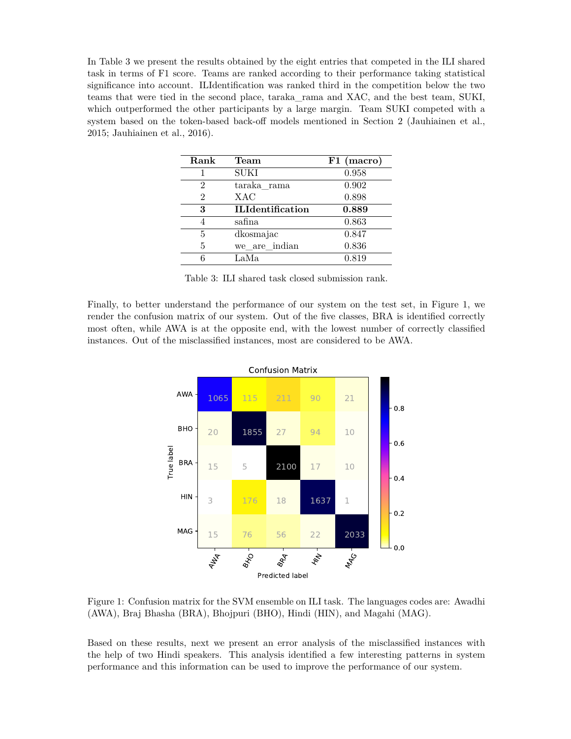In Table 3 we present the results obtained by the eight entries that competed in the ILI shared task in terms of F1 score. Teams are ranked according to their performance taking statistical significance into account. ILIdentification was ranked third in the competition below the two teams that were tied in the second place, taraka_rama and XAC, and the best team, SUKI, which outperformed the other participants by a large margin. Team SUKI competed with a system based on the token-based back-off models mentioned in Section 2 (Jauhiainen et al., 2015; Jauhiainen et al., 2016).

| Rank | Team | F1 (macro) |
|---|---|---|
| 1 | SUKI | 0.958 |
| 2 | taraka_rama | 0.902 |
| 2 | XAC | 0.898 |
| **3** | **ILIdentification** | **0.889** |
| 4 | safina | 0.863 |
| 5 | dkosmajac | 0.847 |
| 5 | we_are_indian | 0.836 |
| 6 | LaMa | 0.819 |

Table 3: ILI shared task closed submission rank.

Finally, to better understand the performance of our system on the test set, in Figure 1, we render the confusion matrix of our system. Out of the five classes, BRA is identified correctly most often, while AWA is at the opposite end, with the lowest number of correctly classified instances. Out of the misclassified instances, most are considered to be AWA.

Confusion Matrix

| True label \ Predicted label | AWA | BHO | BRA | HIN | MAG |
|---|---|---|---|---|---|
| AWA | 1065 | 115 | 211 | 90 | 21 |
| BHO | 20 | 1855 | 27 | 94 | 10 |
| BRA | 15 | 5 | 2100 | 17 | 10 |
| HIN | 3 | 176 | 18 | 1637 | 1 |
| MAG | 15 | 76 | 56 | 22 | 2033 |

Figure 1: Confusion matrix for the SVM ensemble on ILI task. The languages codes are: Awadhi (AWA), Braj Bhasha (BRA), Bhojpuri (BHO), Hindi (HIN), and Magahi (MAG).

Based on these results, next we present an error analysis of the misclassified instances with the help of two Hindi speakers. This analysis identified a few interesting patterns in system performance and this information can be used to improve the performance of our system.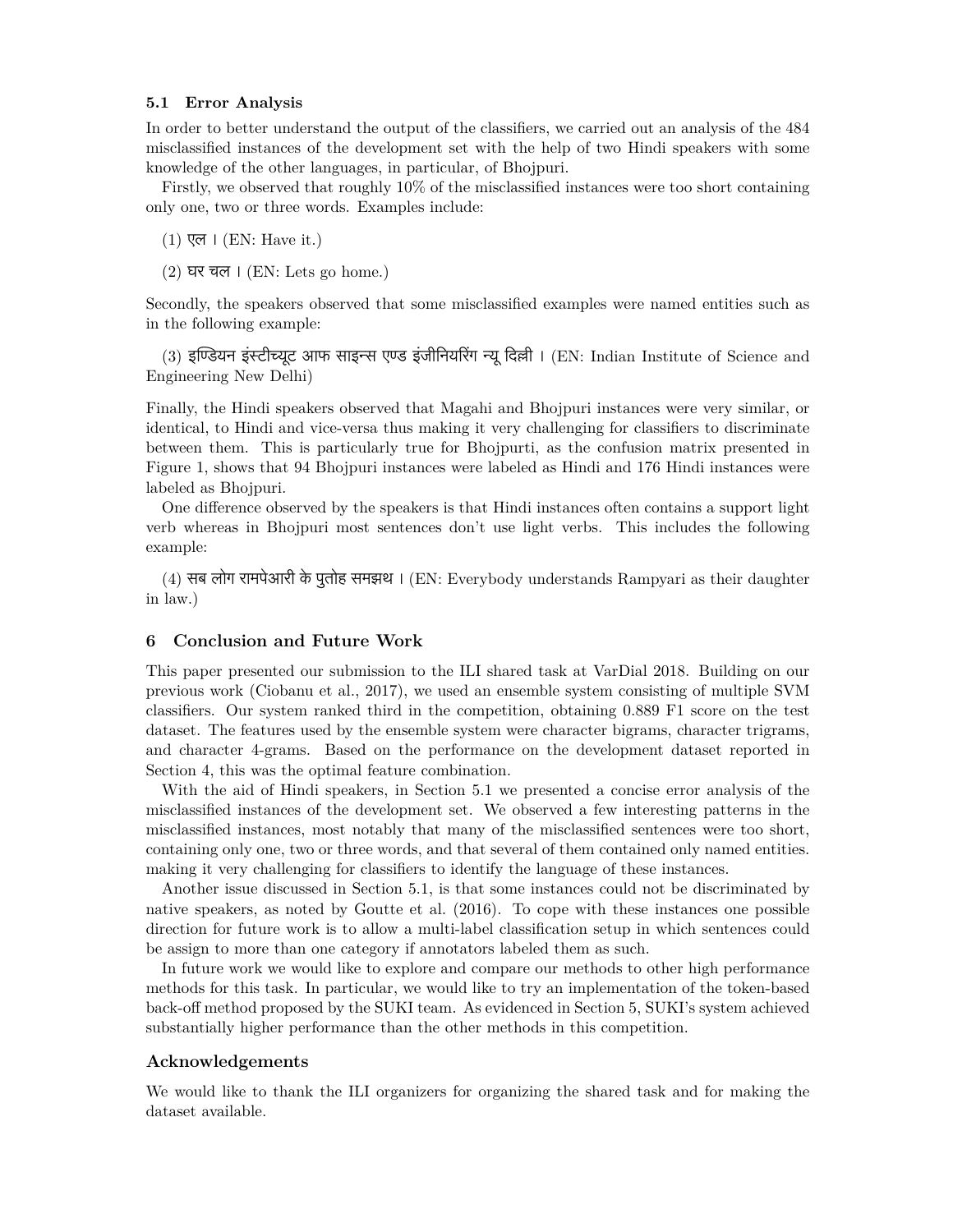### 5.1 Error Analysis

In order to better understand the output of the classifiers, we carried out an analysis of the 484 misclassified instances of the development set with the help of two Hindi speakers with some knowledge of the other languages, in particular, of Bhojpuri.

Firstly, we observed that roughly 10% of the misclassified instances were too short containing only one, two or three words. Examples include:

(1) एल । (EN: Have it.)

(2) घर चल । (EN: Lets go home.)

Secondly, the speakers observed that some misclassified examples were named entities such as in the following example:

(3) इण्डियन इंस्टीच्यूट आफ साइन्स एण्ड इंजीनियरिंग न्यू दिल्ली । (EN: Indian Institute of Science and Engineering New Delhi)

Finally, the Hindi speakers observed that Magahi and Bhojpuri instances were very similar, or identical, to Hindi and vice-versa thus making it very challenging for classifiers to discriminate between them. This is particularly true for Bhojpurti, as the confusion matrix presented in Figure 1, shows that 94 Bhojpuri instances were labeled as Hindi and 176 Hindi instances were labeled as Bhojpuri.

One difference observed by the speakers is that Hindi instances often contains a support light verb whereas in Bhojpuri most sentences don't use light verbs. This includes the following example:

(4) सब लोग रामपेआरी के पुतोह समझथ । (EN: Everybody understands Rampyari as their daughter in law.)

## 6 Conclusion and Future Work

This paper presented our submission to the ILI shared task at VarDial 2018. Building on our previous work (Ciobanu et al., 2017), we used an ensemble system consisting of multiple SVM classifiers. Our system ranked third in the competition, obtaining 0.889 F1 score on the test dataset. The features used by the ensemble system were character bigrams, character trigrams, and character 4-grams. Based on the performance on the development dataset reported in Section 4, this was the optimal feature combination.

With the aid of Hindi speakers, in Section 5.1 we presented a concise error analysis of the misclassified instances of the development set. We observed a few interesting patterns in the misclassified instances, most notably that many of the misclassified sentences were too short, containing only one, two or three words, and that several of them contained only named entities. making it very challenging for classifiers to identify the language of these instances.

Another issue discussed in Section 5.1, is that some instances could not be discriminated by native speakers, as noted by Goutte et al. (2016). To cope with these instances one possible direction for future work is to allow a multi-label classification setup in which sentences could be assign to more than one category if annotators labeled them as such.

In future work we would like to explore and compare our methods to other high performance methods for this task. In particular, we would like to try an implementation of the token-based back-off method proposed by the SUKI team. As evidenced in Section 5, SUKI's system achieved substantially higher performance than the other methods in this competition.

## Acknowledgements

We would like to thank the ILI organizers for organizing the shared task and for making the dataset available.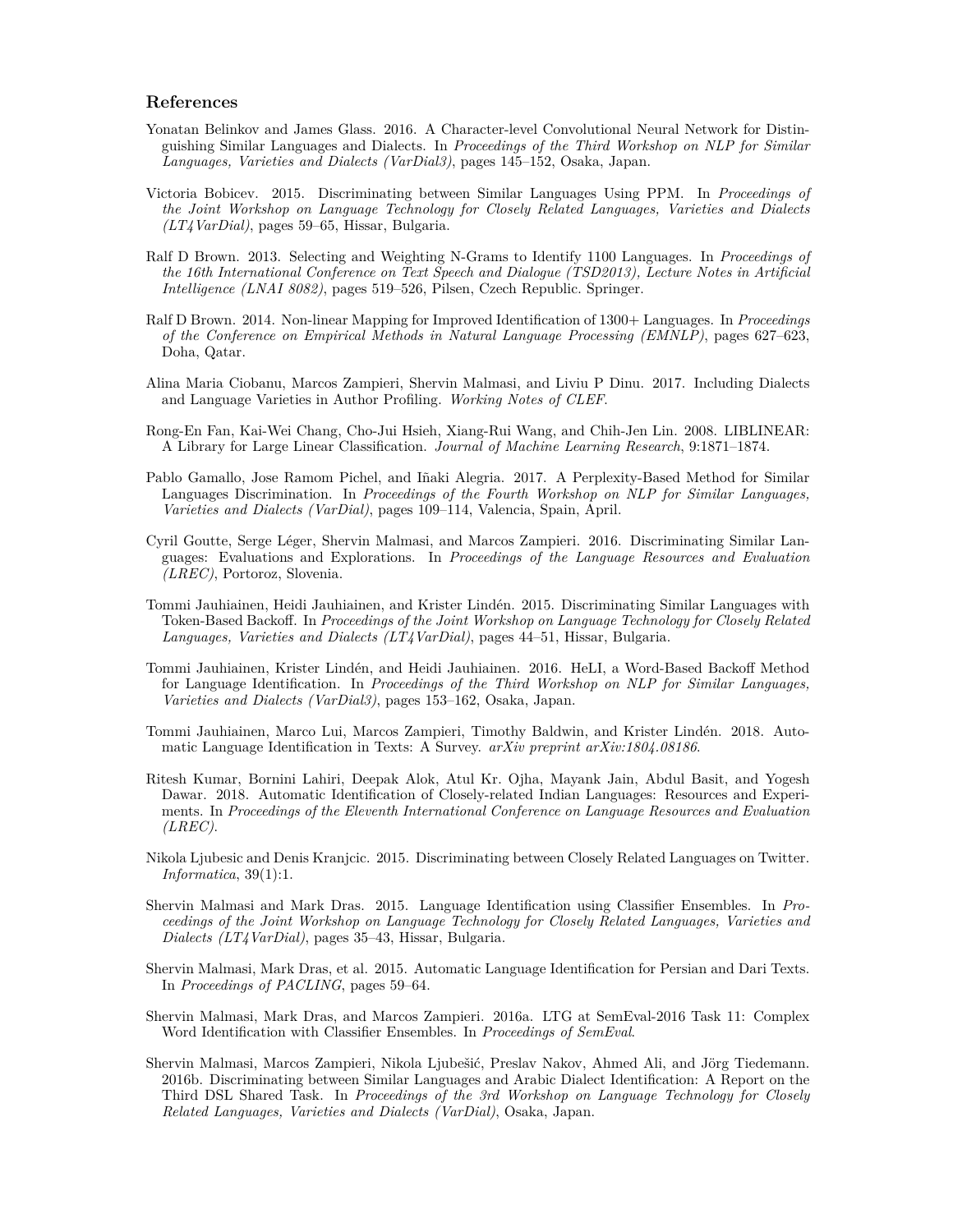## References

Yonatan Belinkov and James Glass. 2016. A Character-level Convolutional Neural Network for Distinguishing Similar Languages and Dialects. In *Proceedings of the Third Workshop on NLP for Similar Languages, Varieties and Dialects (VarDial3)*, pages 145–152, Osaka, Japan.

Victoria Bobicev. 2015. Discriminating between Similar Languages Using PPM. In *Proceedings of the Joint Workshop on Language Technology for Closely Related Languages, Varieties and Dialects (LT4VarDial)*, pages 59–65, Hissar, Bulgaria.

Ralf D Brown. 2013. Selecting and Weighting N-Grams to Identify 1100 Languages. In *Proceedings of the 16th International Conference on Text Speech and Dialogue (TSD2013), Lecture Notes in Artificial Intelligence (LNAI 8082)*, pages 519–526, Pilsen, Czech Republic. Springer.

Ralf D Brown. 2014. Non-linear Mapping for Improved Identification of 1300+ Languages. In *Proceedings of the Conference on Empirical Methods in Natural Language Processing (EMNLP)*, pages 627–623, Doha, Qatar.

Alina Maria Ciobanu, Marcos Zampieri, Shervin Malmasi, and Liviu P Dinu. 2017. Including Dialects and Language Varieties in Author Profiling. *Working Notes of CLEF*.

Rong-En Fan, Kai-Wei Chang, Cho-Jui Hsieh, Xiang-Rui Wang, and Chih-Jen Lin. 2008. LIBLINEAR: A Library for Large Linear Classification. *Journal of Machine Learning Research*, 9:1871–1874.

Pablo Gamallo, Jose Ramom Pichel, and Iñaki Alegria. 2017. A Perplexity-Based Method for Similar Languages Discrimination. In *Proceedings of the Fourth Workshop on NLP for Similar Languages, Varieties and Dialects (VarDial)*, pages 109–114, Valencia, Spain, April.

Cyril Goutte, Serge Léger, Shervin Malmasi, and Marcos Zampieri. 2016. Discriminating Similar Languages: Evaluations and Explorations. In *Proceedings of the Language Resources and Evaluation (LREC)*, Portoroz, Slovenia.

Tommi Jauhiainen, Heidi Jauhiainen, and Krister Lindén. 2015. Discriminating Similar Languages with Token-Based Backoff. In *Proceedings of the Joint Workshop on Language Technology for Closely Related Languages, Varieties and Dialects (LT4VarDial)*, pages 44–51, Hissar, Bulgaria.

Tommi Jauhiainen, Krister Lindén, and Heidi Jauhiainen. 2016. HeLI, a Word-Based Backoff Method for Language Identification. In *Proceedings of the Third Workshop on NLP for Similar Languages, Varieties and Dialects (VarDial3)*, pages 153–162, Osaka, Japan.

Tommi Jauhiainen, Marco Lui, Marcos Zampieri, Timothy Baldwin, and Krister Lindén. 2018. Automatic Language Identification in Texts: A Survey. *arXiv preprint arXiv:1804.08186*.

Ritesh Kumar, Bornini Lahiri, Deepak Alok, Atul Kr. Ojha, Mayank Jain, Abdul Basit, and Yogesh Dawar. 2018. Automatic Identification of Closely-related Indian Languages: Resources and Experiments. In *Proceedings of the Eleventh International Conference on Language Resources and Evaluation (LREC)*.

Nikola Ljubesic and Denis Kranjcic. 2015. Discriminating between Closely Related Languages on Twitter. *Informatica*, 39(1):1.

Shervin Malmasi and Mark Dras. 2015. Language Identification using Classifier Ensembles. In *Proceedings of the Joint Workshop on Language Technology for Closely Related Languages, Varieties and Dialects (LT4VarDial)*, pages 35–43, Hissar, Bulgaria.

Shervin Malmasi, Mark Dras, et al. 2015. Automatic Language Identification for Persian and Dari Texts. In *Proceedings of PACLING*, pages 59–64.

Shervin Malmasi, Mark Dras, and Marcos Zampieri. 2016a. LTG at SemEval-2016 Task 11: Complex Word Identification with Classifier Ensembles. In *Proceedings of SemEval*.

Shervin Malmasi, Marcos Zampieri, Nikola Ljubešić, Preslav Nakov, Ahmed Ali, and Jörg Tiedemann. 2016b. Discriminating between Similar Languages and Arabic Dialect Identification: A Report on the Third DSL Shared Task. In *Proceedings of the 3rd Workshop on Language Technology for Closely Related Languages, Varieties and Dialects (VarDial)*, Osaka, Japan.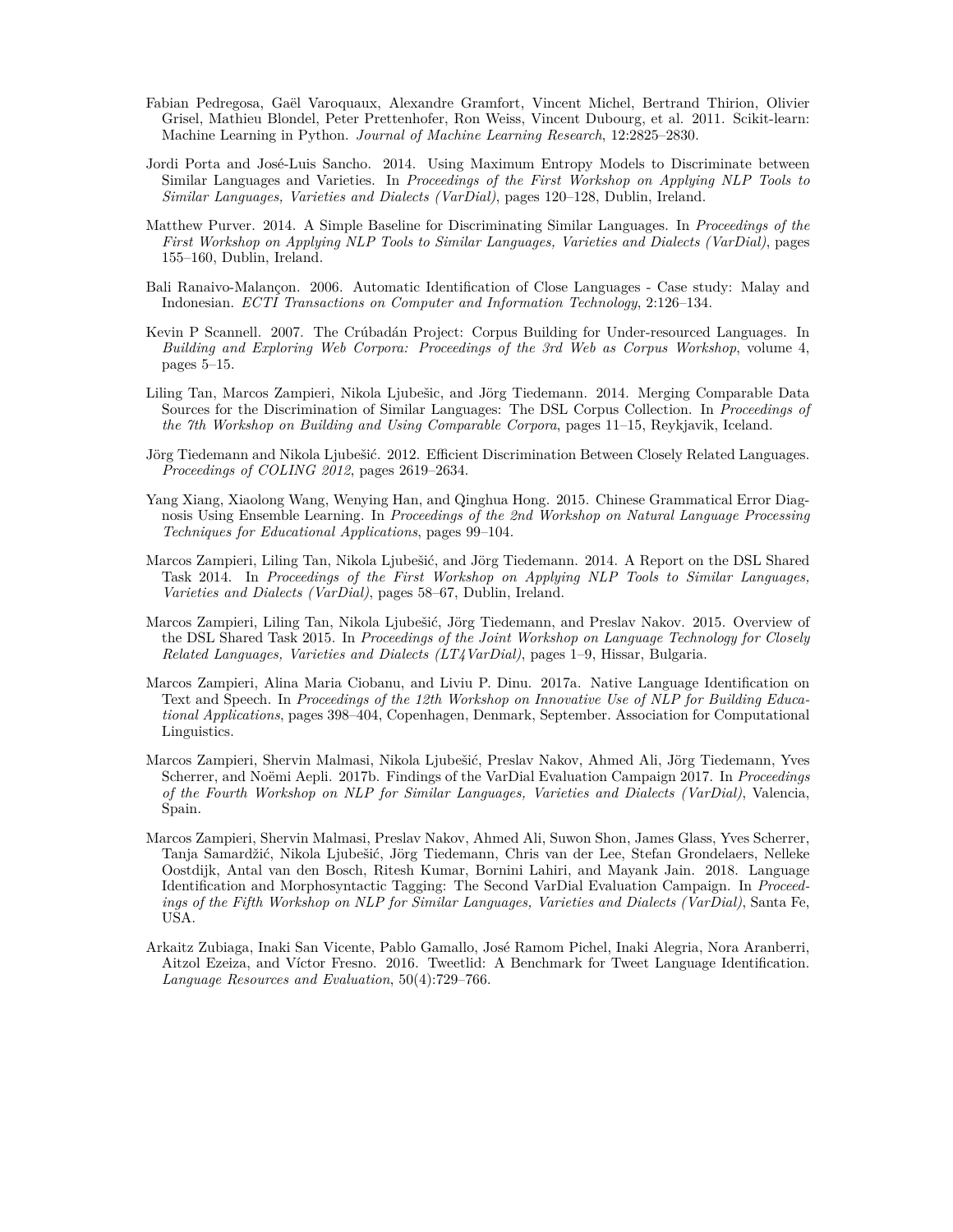Fabian Pedregosa, Gaël Varoquaux, Alexandre Gramfort, Vincent Michel, Bertrand Thirion, Olivier Grisel, Mathieu Blondel, Peter Prettenhofer, Ron Weiss, Vincent Dubourg, et al. 2011. Scikit-learn: Machine Learning in Python. *Journal of Machine Learning Research*, 12:2825–2830.

Jordi Porta and José-Luis Sancho. 2014. Using Maximum Entropy Models to Discriminate between Similar Languages and Varieties. In *Proceedings of the First Workshop on Applying NLP Tools to Similar Languages, Varieties and Dialects (VarDial)*, pages 120–128, Dublin, Ireland.

Matthew Purver. 2014. A Simple Baseline for Discriminating Similar Languages. In *Proceedings of the First Workshop on Applying NLP Tools to Similar Languages, Varieties and Dialects (VarDial)*, pages 155–160, Dublin, Ireland.

Bali Ranaivo-Malançon. 2006. Automatic Identification of Close Languages - Case study: Malay and Indonesian. *ECTI Transactions on Computer and Information Technology*, 2:126–134.

Kevin P Scannell. 2007. The Crúbadán Project: Corpus Building for Under-resourced Languages. In *Building and Exploring Web Corpora: Proceedings of the 3rd Web as Corpus Workshop*, volume 4, pages 5–15.

Liling Tan, Marcos Zampieri, Nikola Ljubešic, and Jörg Tiedemann. 2014. Merging Comparable Data Sources for the Discrimination of Similar Languages: The DSL Corpus Collection. In *Proceedings of the 7th Workshop on Building and Using Comparable Corpora*, pages 11–15, Reykjavik, Iceland.

Jörg Tiedemann and Nikola Ljubešić. 2012. Efficient Discrimination Between Closely Related Languages. *Proceedings of COLING 2012*, pages 2619–2634.

Yang Xiang, Xiaolong Wang, Wenying Han, and Qinghua Hong. 2015. Chinese Grammatical Error Diagnosis Using Ensemble Learning. In *Proceedings of the 2nd Workshop on Natural Language Processing Techniques for Educational Applications*, pages 99–104.

Marcos Zampieri, Liling Tan, Nikola Ljubešić, and Jörg Tiedemann. 2014. A Report on the DSL Shared Task 2014. In *Proceedings of the First Workshop on Applying NLP Tools to Similar Languages, Varieties and Dialects (VarDial)*, pages 58–67, Dublin, Ireland.

Marcos Zampieri, Liling Tan, Nikola Ljubešić, Jörg Tiedemann, and Preslav Nakov. 2015. Overview of the DSL Shared Task 2015. In *Proceedings of the Joint Workshop on Language Technology for Closely Related Languages, Varieties and Dialects (LT4VarDial)*, pages 1–9, Hissar, Bulgaria.

Marcos Zampieri, Alina Maria Ciobanu, and Liviu P. Dinu. 2017a. Native Language Identification on Text and Speech. In *Proceedings of the 12th Workshop on Innovative Use of NLP for Building Educational Applications*, pages 398–404, Copenhagen, Denmark, September. Association for Computational Linguistics.

Marcos Zampieri, Shervin Malmasi, Nikola Ljubešić, Preslav Nakov, Ahmed Ali, Jörg Tiedemann, Yves Scherrer, and Noëmi Aepli. 2017b. Findings of the VarDial Evaluation Campaign 2017. In *Proceedings of the Fourth Workshop on NLP for Similar Languages, Varieties and Dialects (VarDial)*, Valencia, Spain.

Marcos Zampieri, Shervin Malmasi, Preslav Nakov, Ahmed Ali, Suwon Shon, James Glass, Yves Scherrer, Tanja Samardžić, Nikola Ljubešić, Jörg Tiedemann, Chris van der Lee, Stefan Grondelaers, Nelleke Oostdijk, Antal van den Bosch, Ritesh Kumar, Bornini Lahiri, and Mayank Jain. 2018. Language Identification and Morphosyntactic Tagging: The Second VarDial Evaluation Campaign. In *Proceedings of the Fifth Workshop on NLP for Similar Languages, Varieties and Dialects (VarDial)*, Santa Fe, USA.

Arkaitz Zubiaga, Inaki San Vicente, Pablo Gamallo, José Ramom Pichel, Inaki Alegria, Nora Aranberri, Aitzol Ezeiza, and Víctor Fresno. 2016. Tweetlid: A Benchmark for Tweet Language Identification. *Language Resources and Evaluation*, 50(4):729–766.